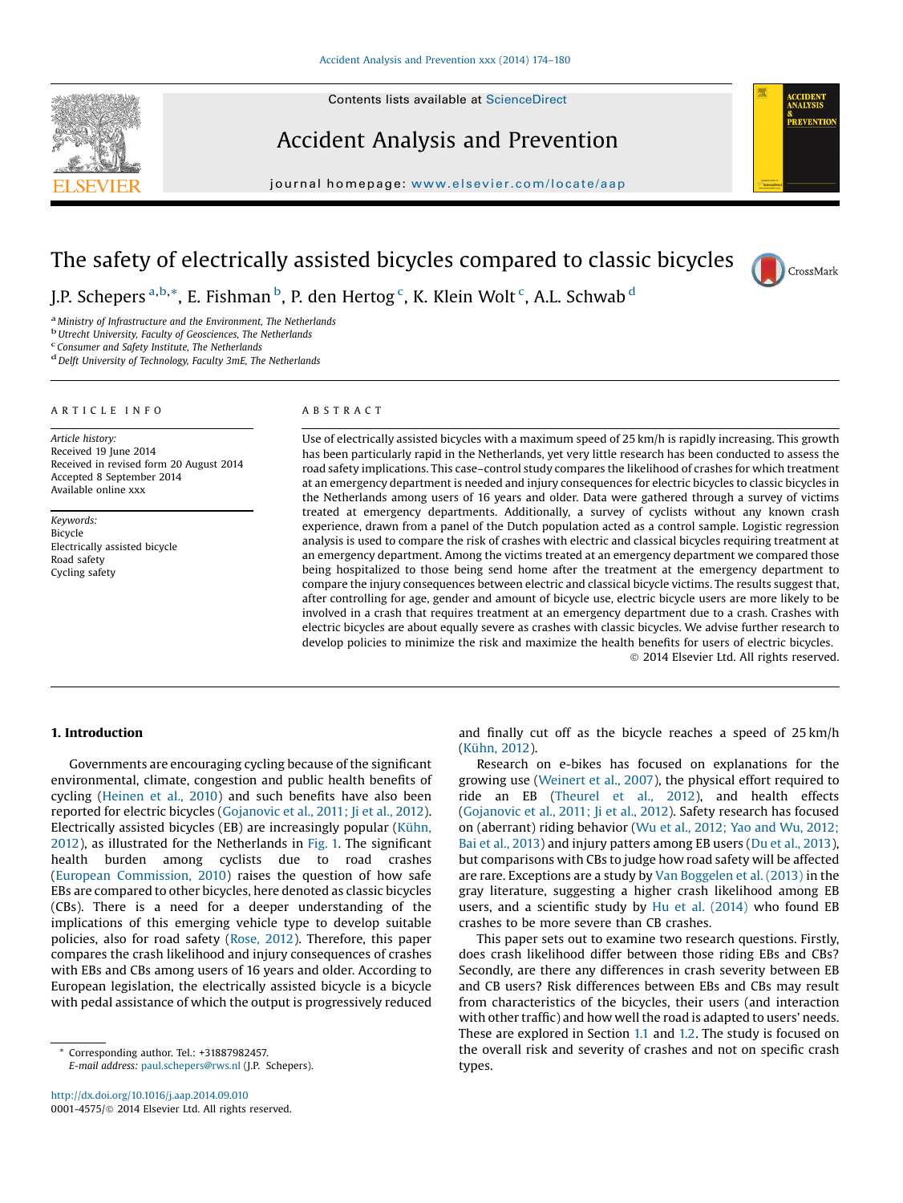# The safety of electrically assisted bicycles compared to classic bicycles

J.P. Schepers [a,b,*], E. Fishman [b], P. den Hertog [c], K. Klein Wolt [c], A.L. Schwab [d]

[a] Ministry of Infrastructure and the Environment, The Netherlands
[b] Utrecht University, Faculty of Geosciences, The Netherlands
[c] Consumer and Safety Institute, The Netherlands
[d] Delft University of Technology, Faculty 3mE, The Netherlands

## ARTICLE INFO

*Article history:*
Received 19 June 2014
Received in revised form 20 August 2014
Accepted 8 September 2014
Available online xxx

*Keywords:*
Bicycle
Electrically assisted bicycle
Road safety
Cycling safety

## ABSTRACT

Use of electrically assisted bicycles with a maximum speed of 25 km/h is rapidly increasing. This growth has been particularly rapid in the Netherlands, yet very little research has been conducted to assess the road safety implications. This case–control study compares the likelihood of crashes for which treatment at an emergency department is needed and injury consequences for electric bicycles to classic bicycles in the Netherlands among users of 16 years and older. Data were gathered through a survey of victims treated at emergency departments. Additionally, a survey of cyclists without any known crash experience, drawn from a panel of the Dutch population acted as a control sample. Logistic regression analysis is used to compare the risk of crashes with electric and classical bicycles requiring treatment at an emergency department. Among the victims treated at an emergency department we compared those being hospitalized to those being send home after the treatment at the emergency department to compare the injury consequences between electric and classical bicycle victims. The results suggest that, after controlling for age, gender and amount of bicycle use, electric bicycle users are more likely to be involved in a crash that requires treatment at an emergency department due to a crash. Crashes with electric bicycles are about equally severe as crashes with classic bicycles. We advise further research to develop policies to minimize the risk and maximize the health benefits for users of electric bicycles.

© 2014 Elsevier Ltd. All rights reserved.

## 1. Introduction

Governments are encouraging cycling because of the significant environmental, climate, congestion and public health benefits of cycling (Heinen et al., 2010) and such benefits have also been reported for electric bicycles (Gojanovic et al., 2011; Ji et al., 2012). Electrically assisted bicycles (EB) are increasingly popular (Kühn, 2012), as illustrated for the Netherlands in Fig. 1. The significant health burden among cyclists due to road crashes (European Commission, 2010) raises the question of how safe EBs are compared to other bicycles, here denoted as classic bicycles (CBs). There is a need for a deeper understanding of the implications of this emerging vehicle type to develop suitable policies, also for road safety (Rose, 2012). Therefore, this paper compares the crash likelihood and injury consequences of crashes with EBs and CBs among users of 16 years and older. According to European legislation, the electrically assisted bicycle is a bicycle with pedal assistance of which the output is progressively reduced and finally cut off as the bicycle reaches a speed of 25 km/h (Kühn, 2012).

Research on e-bikes has focused on explanations for the growing use (Weinert et al., 2007), the physical effort required to ride an EB (Theurel et al., 2012), and health effects (Gojanovic et al., 2011; Ji et al., 2012). Safety research has focused on (aberrant) riding behavior (Wu et al., 2012; Yao and Wu, 2012; Bai et al., 2013) and injury patters among EB users (Du et al., 2013), but comparisons with CBs to judge how road safety will be affected are rare. Exceptions are a study by Van Boggelen et al. (2013) in the gray literature, suggesting a higher crash likelihood among EB users, and a scientific study by Hu et al. (2014) who found EB crashes to be more severe than CB crashes.

This paper sets out to examine two research questions. Firstly, does crash likelihood differ between those riding EBs and CBs? Secondly, are there any differences in crash severity between EB and CB users? Risk differences between EBs and CBs may result from characteristics of the bicycles, their users (and interaction with other traffic) and how well the road is adapted to users' needs. These are explored in Section 1.1 and 1.2. The study is focused on the overall risk and severity of crashes and not on specific crash types.

* Corresponding author. Tel.: +31887982457.
E-mail address: paul.schepers@rws.nl (J.P. Schepers).

http://dx.doi.org/10.1016/j.aap.2014.09.010
0001-4575/© 2014 Elsevier Ltd. All rights reserved.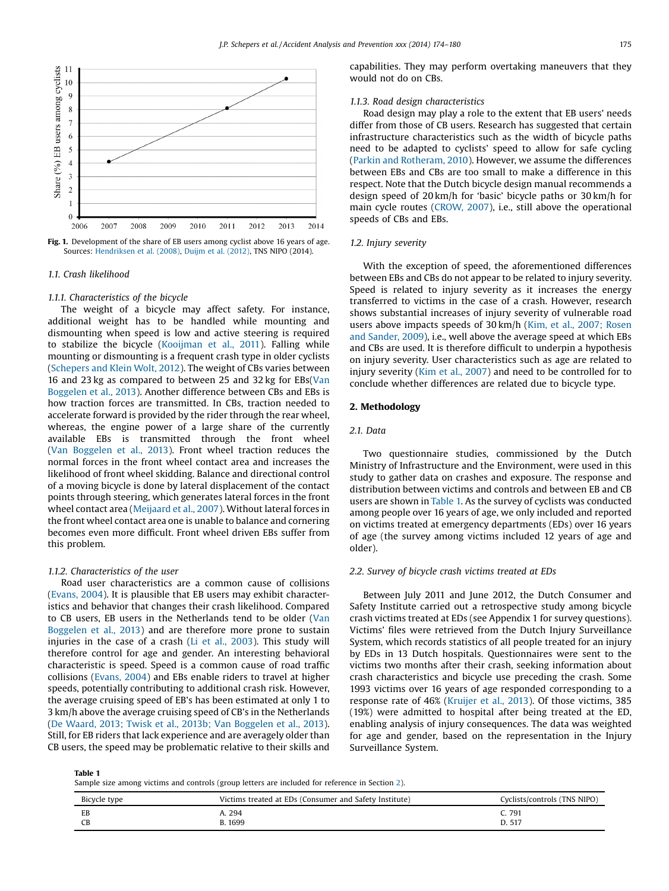Fig. 1. Development of the share of EB users among cyclist above 16 years of age. Sources: Hendriksen et al. (2008), Duijm et al. (2012), TNS NIPO (2014).

### 1.1. Crash likelihood

#### 1.1.1. Characteristics of the bicycle

The weight of a bicycle may affect safety. For instance, additional weight has to be handled while mounting and dismounting when speed is low and active steering is required to stabilize the bicycle (Kooijman et al., 2011). Falling while mounting or dismounting is a frequent crash type in older cyclists (Schepers and Klein Wolt, 2012). The weight of CBs varies between 16 and 23 kg as compared to between 25 and 32 kg for EBs(Van Boggelen et al., 2013). Another difference between CBs and EBs is how traction forces are transmitted. In CBs, traction needed to accelerate forward is provided by the rider through the rear wheel, whereas, the engine power of a large share of the currently available EBs is transmitted through the front wheel (Van Boggelen et al., 2013). Front wheel traction reduces the normal forces in the front wheel contact area and increases the likelihood of front wheel skidding. Balance and directional control of a moving bicycle is done by lateral displacement of the contact points through steering, which generates lateral forces in the front wheel contact area (Meijaard et al., 2007). Without lateral forces in the front wheel contact area one is unable to balance and cornering becomes even more difficult. Front wheel driven EBs suffer from this problem.

#### 1.1.2. Characteristics of the user

Road user characteristics are a common cause of collisions (Evans, 2004). It is plausible that EB users may exhibit characteristics and behavior that changes their crash likelihood. Compared to CB users, EB users in the Netherlands tend to be older (Van Boggelen et al., 2013) and are therefore more prone to sustain injuries in the case of a crash (Li et al., 2003). This study will therefore control for age and gender. An interesting behavioral characteristic is speed. Speed is a common cause of road traffic collisions (Evans, 2004) and EBs enable riders to travel at higher speeds, potentially contributing to additional crash risk. However, the average cruising speed of EB's has been estimated at only 1 to 3 km/h above the average cruising speed of CB's in the Netherlands (De Waard, 2013; Twisk et al., 2013b; Van Boggelen et al., 2013). Still, for EB riders that lack experience and are averagely older than CB users, the speed may be problematic relative to their skills and capabilities. They may perform overtaking maneuvers that they would not do on CBs.

#### 1.1.3. Road design characteristics

Road design may play a role to the extent that EB users' needs differ from those of CB users. Research has suggested that certain infrastructure characteristics such as the width of bicycle paths need to be adapted to cyclists' speed to allow for safe cycling (Parkin and Rotheram, 2010). However, we assume the differences between EBs and CBs are too small to make a difference in this respect. Note that the Dutch bicycle design manual recommends a design speed of 20 km/h for 'basic' bicycle paths or 30 km/h for main cycle routes (CROW, 2007), i.e., still above the operational speeds of CBs and EBs.

### 1.2. Injury severity

With the exception of speed, the aforementioned differences between EBs and CBs do not appear to be related to injury severity. Speed is related to injury severity as it increases the energy transferred to victims in the case of a crash. However, research shows substantial increases of injury severity of vulnerable road users above impacts speeds of 30 km/h (Kim, et al., 2007; Rosen and Sander, 2009), i.e., well above the average speed at which EBs and CBs are used. It is therefore difficult to underpin a hypothesis on injury severity. User characteristics such as age are related to injury severity (Kim et al., 2007) and need to be controlled for to conclude whether differences are related due to bicycle type.

## 2. Methodology

### 2.1. Data

Two questionnaire studies, commissioned by the Dutch Ministry of Infrastructure and the Environment, were used in this study to gather data on crashes and exposure. The response and distribution between victims and controls and between EB and CB users are shown in Table 1. As the survey of cyclists was conducted among people over 16 years of age, we only included and reported on victims treated at emergency departments (EDs) over 16 years of age (the survey among victims included 12 years of age and older).

### 2.2. Survey of bicycle crash victims treated at EDs

Between July 2011 and June 2012, the Dutch Consumer and Safety Institute carried out a retrospective study among bicycle crash victims treated at EDs (see Appendix 1 for survey questions). Victims' files were retrieved from the Dutch Injury Surveillance System, which records statistics of all people treated for an injury by EDs in 13 Dutch hospitals. Questionnaires were sent to the victims two months after their crash, seeking information about crash characteristics and bicycle use preceding the crash. Some 1993 victims over 16 years of age responded corresponding to a response rate of 46% (Kruijer et al., 2013). Of those victims, 385 (19%) were admitted to hospital after being treated at the ED, enabling analysis of injury consequences. The data was weighted for age and gender, based on the representation in the Injury Surveillance System.

**Table 1**
Sample size among victims and controls (group letters are included for reference in Section 2).

| Bicycle type | Victims treated at EDs (Consumer and Safety Institute) | Cyclists/controls (TNS NIPO) |
|---|---|---|
| EB | A. 294 | C. 791 |
| CB | B. 1699 | D. 517 |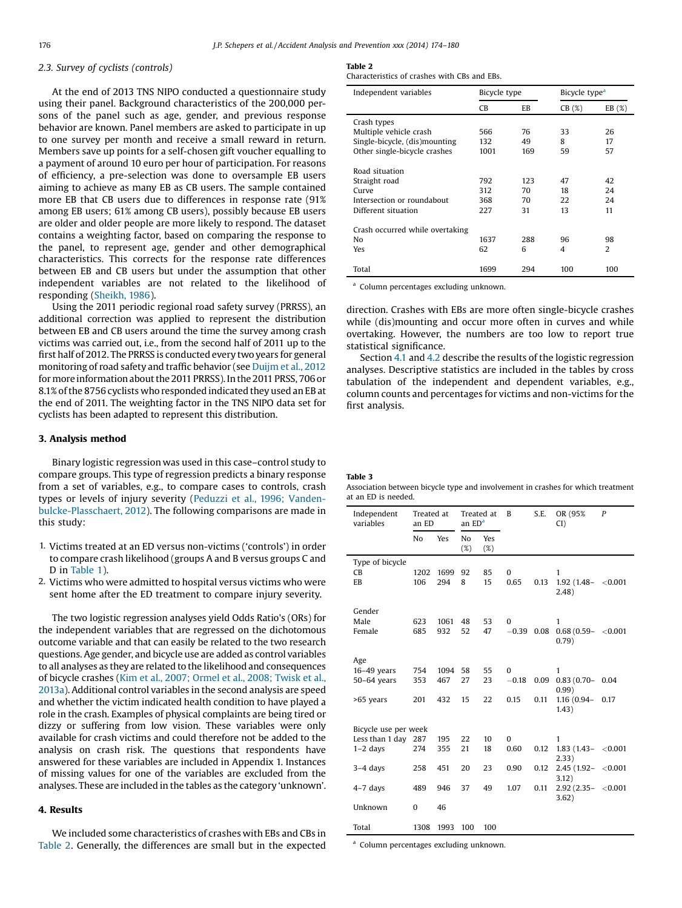### 2.3. Survey of cyclists (controls)

At the end of 2013 TNS NIPO conducted a questionnaire study using their panel. Background characteristics of the 200,000 persons of the panel such as age, gender, and previous response behavior are known. Panel members are asked to participate in up to one survey per month and receive a small reward in return. Members save up points for a self-chosen gift voucher equalling to a payment of around 10 euro per hour of participation. For reasons of efficiency, a pre-selection was done to oversample EB users aiming to achieve as many EB as CB users. The sample contained more EB that CB users due to differences in response rate (91% among EB users; 61% among CB users), possibly because EB users are older and older people are more likely to respond. The dataset contains a weighting factor, based on comparing the response to the panel, to represent age, gender and other demographical characteristics. This corrects for the response rate differences between EB and CB users but under the assumption that other independent variables are not related to the likelihood of responding (Sheikh, 1986).

Using the 2011 periodic regional road safety survey (PRRSS), an additional correction was applied to represent the distribution between EB and CB users around the time the survey among crash victims was carried out, i.e., from the second half of 2011 up to the first half of 2012. The PRRSS is conducted every two years for general monitoring of road safety and traffic behavior (see Duijm et al., 2012 for more information about the 2011 PRRSS). In the 2011 PRSS, 706 or 8.1% of the 8756 cyclists who responded indicated they used an EB at the end of 2011. The weighting factor in the TNS NIPO data set for cyclists has been adapted to represent this distribution.

## 3. Analysis method

Binary logistic regression was used in this case–control study to compare groups. This type of regression predicts a binary response from a set of variables, e.g., to compare cases to controls, crash types or levels of injury severity (Peduzzi et al., 1996; Vandenbulcke-Plasschaert, 2012). The following comparisons are made in this study:

1. Victims treated at an ED versus non-victims ('controls') in order to compare crash likelihood (groups A and B versus groups C and D in Table 1).
2. Victims who were admitted to hospital versus victims who were sent home after the ED treatment to compare injury severity.

The two logistic regression analyses yield Odds Ratio's (ORs) for the independent variables that are regressed on the dichotomous outcome variable and that can easily be related to the two research questions. Age gender, and bicycle use are added as control variables to all analyses as they are related to the likelihood and consequences of bicycle crashes (Kim et al., 2007; Ormel et al., 2008; Twisk et al., 2013a). Additional control variables in the second analysis are speed and whether the victim indicated health condition to have played a role in the crash. Examples of physical complaints are being tired or dizzy or suffering from low vision. These variables were only available for crash victims and could therefore not be added to the analysis on crash risk. The questions that respondents have answered for these variables are included in Appendix 1. Instances of missing values for one of the variables are excluded from the analyses. These are included in the tables as the category 'unknown'.

## 4. Results

We included some characteristics of crashes with EBs and CBs in Table 2. Generally, the differences are small but in the expected direction. Crashes with EBs are more often single-bicycle crashes while (dis)mounting and occur more often in curves and while overtaking. However, the numbers are too low to report true statistical significance.

Section 4.1 and 4.2 describe the results of the logistic regression analyses. Descriptive statistics are included in the tables by cross tabulation of the independent and dependent variables, e.g., column counts and percentages for victims and non-victims for the first analysis.

**Table 2**
Characteristics of crashes with CBs and EBs.

| Independent variables | Bicycle type | | Bicycle type[a] | |
|---|---|---|---|---|
| | CB | EB | CB (%) | EB (%) |
| Crash types | | | | |
| Multiple vehicle crash | 566 | 76 | 33 | 26 |
| Single-bicycle, (dis)mounting | 132 | 49 | 8 | 17 |
| Other single-bicycle crashes | 1001 | 169 | 59 | 57 |
| Road situation | | | | |
| Straight road | 792 | 123 | 47 | 42 |
| Curve | 312 | 70 | 18 | 24 |
| Intersection or roundabout | 368 | 70 | 22 | 24 |
| Different situation | 227 | 31 | 13 | 11 |
| Crash occurred while overtaking | | | | |
| No | 1637 | 288 | 96 | 98 |
| Yes | 62 | 6 | 4 | 2 |
| Total | 1699 | 294 | 100 | 100 |

[a] Column percentages excluding unknown.

**Table 3**
Association between bicycle type and involvement in crashes for which treatment at an ED is needed.

| Independent variables | Treated at an ED | | Treated at an ED[a] | | B | S.E. | OR (95% CI) | P |
|---|---|---|---|---|---|---|---|---|
| | No | Yes | No (%) | Yes (%) | | | | |
| Type of bicycle | | | | | | | | |
| CB | 1202 | 1699 | 92 | 85 | 0 | | 1 | |
| EB | 106 | 294 | 8 | 15 | 0.65 | 0.13 | 1.92 (1.48–2.48) | <0.001 |
| Gender | | | | | | | | |
| Male | 623 | 1061 | 48 | 53 | 0 | | 1 | |
| Female | 685 | 932 | 52 | 47 | −0.39 | 0.08 | 0.68 (0.59–0.79) | <0.001 |
| Age | | | | | | | | |
| 16–49 years | 754 | 1094 | 58 | 55 | 0 | | 1 | |
| 50–64 years | 353 | 467 | 27 | 23 | −0.18 | 0.09 | 0.83 (0.70–0.99) | 0.04 |
| >65 years | 201 | 432 | 15 | 22 | 0.15 | 0.11 | 1.16 (0.94–1.43) | 0.17 |
| Bicycle use per week | | | | | | | | |
| Less than 1 day | 287 | 195 | 22 | 10 | 0 | | 1 | |
| 1–2 days | 274 | 355 | 21 | 18 | 0.60 | 0.12 | 1.83 (1.43–2.33) | <0.001 |
| 3–4 days | 258 | 451 | 20 | 23 | 0.90 | 0.12 | 2.45 (1.92–3.12) | <0.001 |
| 4–7 days | 489 | 946 | 37 | 49 | 1.07 | 0.11 | 2.92 (2.35–3.62) | <0.001 |
| Unknown | 0 | 46 | | | | | | |
| Total | 1308 | 1993 | 100 | 100 | | | | |

[a] Column percentages excluding unknown.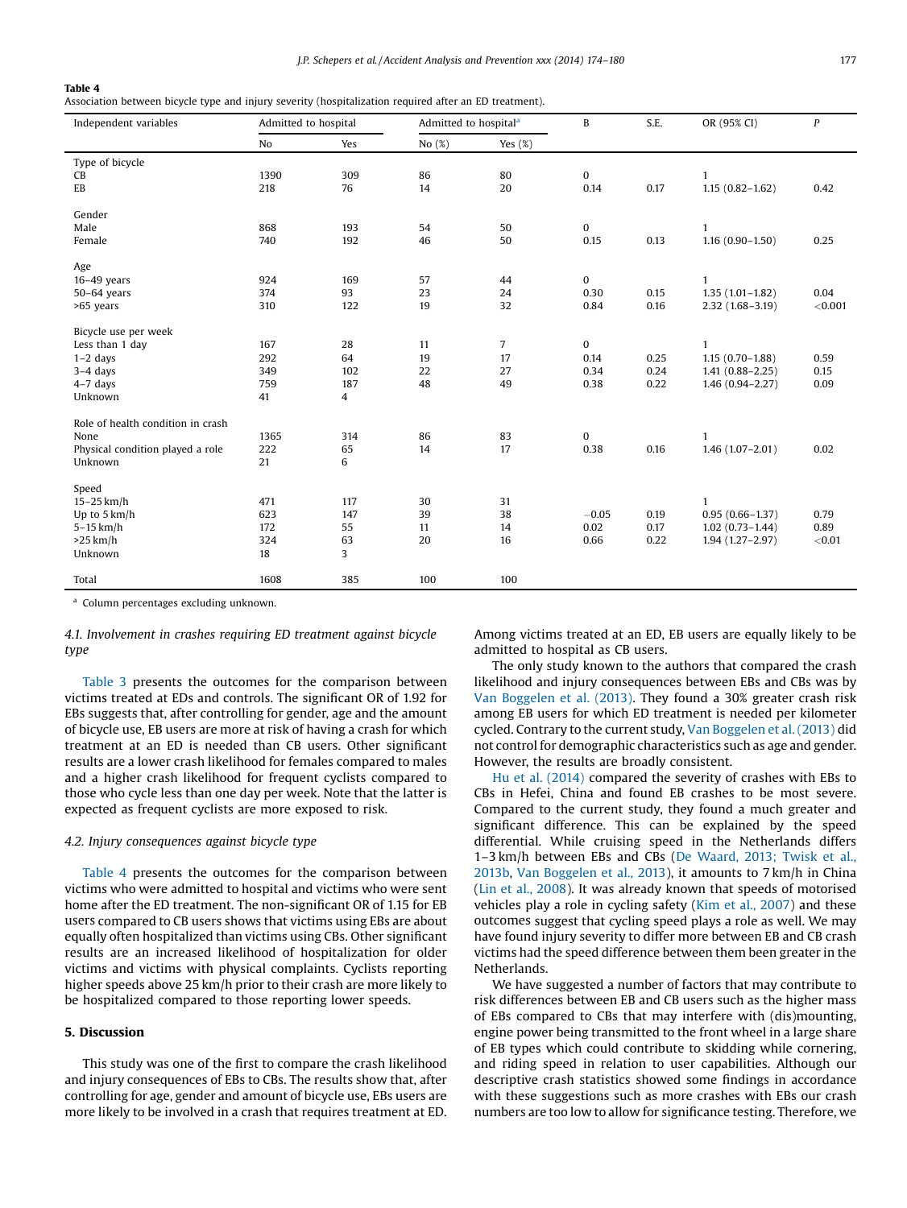**Table 4**
Association between bicycle type and injury severity (hospitalization required after an ED treatment).

| Independent variables | Admitted to hospital | | Admitted to hospital[a] | | B | S.E. | OR (95% CI) | P |
|---|---|---|---|---|---|---|---|---|
| | No | Yes | No (%) | Yes (%) | | | | |
| Type of bicycle | | | | | | | | |
| CB | 1390 | 309 | 86 | 80 | 0 | | 1 | |
| EB | 218 | 76 | 14 | 20 | 0.14 | 0.17 | 1.15 (0.82–1.62) | 0.42 |
| Gender | | | | | | | | |
| Male | 868 | 193 | 54 | 50 | 0 | | 1 | |
| Female | 740 | 192 | 46 | 50 | 0.15 | 0.13 | 1.16 (0.90–1.50) | 0.25 |
| Age | | | | | | | | |
| 16–49 years | 924 | 169 | 57 | 44 | 0 | | 1 | |
| 50–64 years | 374 | 93 | 23 | 24 | 0.30 | 0.15 | 1.35 (1.01–1.82) | 0.04 |
| >65 years | 310 | 122 | 19 | 32 | 0.84 | 0.16 | 2.32 (1.68–3.19) | <0.001 |
| Bicycle use per week | | | | | | | | |
| Less than 1 day | 167 | 28 | 11 | 7 | 0 | | 1 | |
| 1–2 days | 292 | 64 | 19 | 17 | 0.14 | 0.25 | 1.15 (0.70–1.88) | 0.59 |
| 3–4 days | 349 | 102 | 22 | 27 | 0.34 | 0.24 | 1.41 (0.88–2.25) | 0.15 |
| 4–7 days | 759 | 187 | 48 | 49 | 0.38 | 0.22 | 1.46 (0.94–2.27) | 0.09 |
| Unknown | 41 | 4 | | | | | | |
| Role of health condition in crash | | | | | | | | |
| None | 1365 | 314 | 86 | 83 | 0 | | 1 | |
| Physical condition played a role | 222 | 65 | 14 | 17 | 0.38 | 0.16 | 1.46 (1.07–2.01) | 0.02 |
| Unknown | 21 | 6 | | | | | | |
| Speed | | | | | | | | |
| 15–25 km/h | 471 | 117 | 30 | 31 | | | 1 | |
| Up to 5 km/h | 623 | 147 | 39 | 38 | −0.05 | 0.19 | 0.95 (0.66–1.37) | 0.79 |
| 5–15 km/h | 172 | 55 | 11 | 14 | 0.02 | 0.17 | 1.02 (0.73–1.44) | 0.89 |
| >25 km/h | 324 | 63 | 20 | 16 | 0.66 | 0.22 | 1.94 (1.27–2.97) | <0.01 |
| Unknown | 18 | 3 | | | | | | |
| Total | 1608 | 385 | 100 | 100 | | | | |

[a] Column percentages excluding unknown.

### 4.1. Involvement in crashes requiring ED treatment against bicycle type

Table 3 presents the outcomes for the comparison between victims treated at EDs and controls. The significant OR of 1.92 for EBs suggests that, after controlling for gender, age and the amount of bicycle use, EB users are more at risk of having a crash for which treatment at an ED is needed than CB users. Other significant results are a lower crash likelihood for females compared to males and a higher crash likelihood for frequent cyclists compared to those who cycle less than one day per week. Note that the latter is expected as frequent cyclists are more exposed to risk.

### 4.2. Injury consequences against bicycle type

Table 4 presents the outcomes for the comparison between victims who were admitted to hospital and victims who were sent home after the ED treatment. The non-significant OR of 1.15 for EB users compared to CB users shows that victims using EBs are about equally often hospitalized than victims using CBs. Other significant results are an increased likelihood of hospitalization for older victims and victims with physical complaints. Cyclists reporting higher speeds above 25 km/h prior to their crash are more likely to be hospitalized compared to those reporting lower speeds.

## 5. Discussion

This study was one of the first to compare the crash likelihood and injury consequences of EBs to CBs. The results show that, after controlling for age, gender and amount of bicycle use, EBs users are more likely to be involved in a crash that requires treatment at ED. Among victims treated at an ED, EB users are equally likely to be admitted to hospital as CB users.

The only study known to the authors that compared the crash likelihood and injury consequences between EBs and CBs was by Van Boggelen et al. (2013). They found a 30% greater crash risk among EB users for which ED treatment is needed per kilometer cycled. Contrary to the current study, Van Boggelen et al. (2013) did not control for demographic characteristics such as age and gender. However, the results are broadly consistent.

Hu et al. (2014) compared the severity of crashes with EBs to CBs in Hefei, China and found EB crashes to be most severe. Compared to the current study, they found a much greater and significant difference. This can be explained by the speed differential. While cruising speed in the Netherlands differs 1–3 km/h between EBs and CBs (De Waard, 2013; Twisk et al., 2013b, Van Boggelen et al., 2013), it amounts to 7 km/h in China (Lin et al., 2008). It was already known that speeds of motorised vehicles play a role in cycling safety (Kim et al., 2007) and these outcomes suggest that cycling speed plays a role as well. We may have found injury severity to differ more between EB and CB crash victims had the speed difference between them been greater in the Netherlands.

We have suggested a number of factors that may contribute to risk differences between EB and CB users such as the higher mass of EBs compared to CBs that may interfere with (dis)mounting, engine power being transmitted to the front wheel in a large share of EB types which could contribute to skidding while cornering, and riding speed in relation to user capabilities. Although our descriptive crash statistics showed some findings in accordance with these suggestions such as more crashes with EBs our crash numbers are too low to allow for significance testing. Therefore, we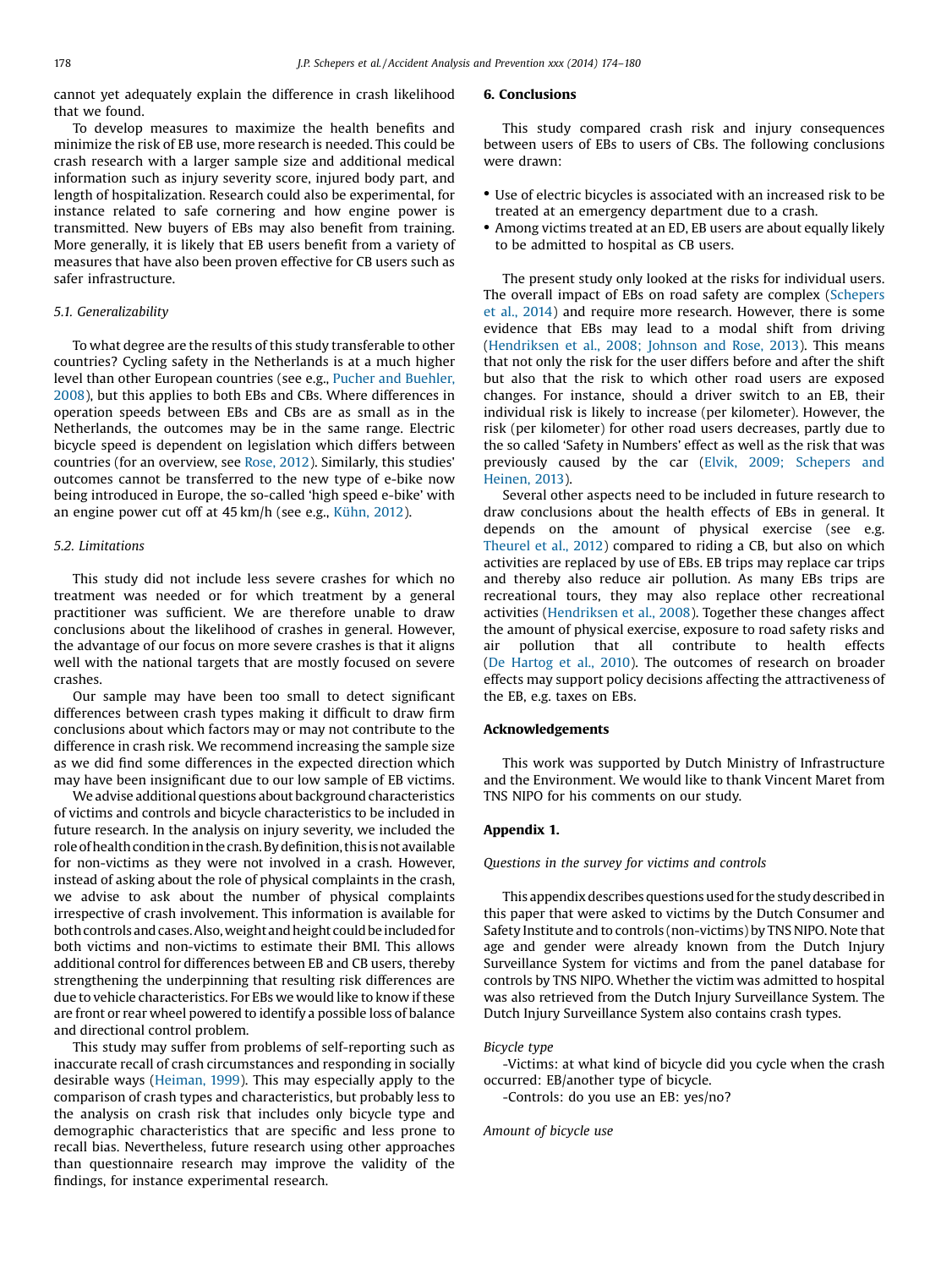cannot yet adequately explain the difference in crash likelihood that we found.

To develop measures to maximize the health benefits and minimize the risk of EB use, more research is needed. This could be crash research with a larger sample size and additional medical information such as injury severity score, injured body part, and length of hospitalization. Research could also be experimental, for instance related to safe cornering and how engine power is transmitted. New buyers of EBs may also benefit from training. More generally, it is likely that EB users benefit from a variety of measures that have also been proven effective for CB users such as safer infrastructure.

### 5.1. Generalizability

To what degree are the results of this study transferable to other countries? Cycling safety in the Netherlands is at a much higher level than other European countries (see e.g., Pucher and Buehler, 2008), but this applies to both EBs and CBs. Where differences in operation speeds between EBs and CBs are as small as in the Netherlands, the outcomes may be in the same range. Electric bicycle speed is dependent on legislation which differs between countries (for an overview, see Rose, 2012). Similarly, this studies' outcomes cannot be transferred to the new type of e-bike now being introduced in Europe, the so-called 'high speed e-bike' with an engine power cut off at 45 km/h (see e.g., Kühn, 2012).

### 5.2. Limitations

This study did not include less severe crashes for which no treatment was needed or for which treatment by a general practitioner was sufficient. We are therefore unable to draw conclusions about the likelihood of crashes in general. However, the advantage of our focus on more severe crashes is that it aligns well with the national targets that are mostly focused on severe crashes.

Our sample may have been too small to detect significant differences between crash types making it difficult to draw firm conclusions about which factors may or may not contribute to the difference in crash risk. We recommend increasing the sample size as we did find some differences in the expected direction which may have been insignificant due to our low sample of EB victims.

We advise additional questions about background characteristics of victims and controls and bicycle characteristics to be included in future research. In the analysis on injury severity, we included the role of health condition in the crash. By definition, this is not available for non-victims as they were not involved in a crash. However, instead of asking about the role of physical complaints in the crash, we advise to ask about the number of physical complaints irrespective of crash involvement. This information is available for both controls and cases. Also, weight and height could be included for both victims and non-victims to estimate their BMI. This allows additional control for differences between EB and CB users, thereby strengthening the underpinning that resulting risk differences are due to vehicle characteristics. For EBs we would like to know if these are front or rear wheel powered to identify a possible loss of balance and directional control problem.

This study may suffer from problems of self-reporting such as inaccurate recall of crash circumstances and responding in socially desirable ways (Heiman, 1999). This may especially apply to the comparison of crash types and characteristics, but probably less to the analysis on crash risk that includes only bicycle type and demographic characteristics that are specific and less prone to recall bias. Nevertheless, future research using other approaches than questionnaire research may improve the validity of the findings, for instance experimental research.

## 6. Conclusions

This study compared crash risk and injury consequences between users of EBs to users of CBs. The following conclusions were drawn:

- Use of electric bicycles is associated with an increased risk to be treated at an emergency department due to a crash.
- Among victims treated at an ED, EB users are about equally likely to be admitted to hospital as CB users.

The present study only looked at the risks for individual users. The overall impact of EBs on road safety are complex (Schepers et al., 2014) and require more research. However, there is some evidence that EBs may lead to a modal shift from driving (Hendriksen et al., 2008; Johnson and Rose, 2013). This means that not only the risk for the user differs before and after the shift but also that the risk to which other road users are exposed changes. For instance, should a driver switch to an EB, their individual risk is likely to increase (per kilometer). However, the risk (per kilometer) for other road users decreases, partly due to the so called 'Safety in Numbers' effect as well as the risk that was previously caused by the car (Elvik, 2009; Schepers and Heinen, 2013).

Several other aspects need to be included in future research to draw conclusions about the health effects of EBs in general. It depends on the amount of physical exercise (see e.g. Theurel et al., 2012) compared to riding a CB, but also on which activities are replaced by use of EBs. EB trips may replace car trips and thereby also reduce air pollution. As many EBs trips are recreational tours, they may also replace other recreational activities (Hendriksen et al., 2008). Together these changes affect the amount of physical exercise, exposure to road safety risks and air pollution that all contribute to health effects (De Hartog et al., 2010). The outcomes of research on broader effects may support policy decisions affecting the attractiveness of the EB, e.g. taxes on EBs.

## Acknowledgements

This work was supported by Dutch Ministry of Infrastructure and the Environment. We would like to thank Vincent Maret from TNS NIPO for his comments on our study.

## Appendix 1.

*Questions in the survey for victims and controls*

This appendix describes questions used for the study described in this paper that were asked to victims by the Dutch Consumer and Safety Institute and to controls (non-victims) by TNS NIPO. Note that age and gender were already known from the Dutch Injury Surveillance System for victims and from the panel database for controls by TNS NIPO. Whether the victim was admitted to hospital was also retrieved from the Dutch Injury Surveillance System. The Dutch Injury Surveillance System also contains crash types.

*Bicycle type*

-Victims: at what kind of bicycle did you cycle when the crash occurred: EB/another type of bicycle.

-Controls: do you use an EB: yes/no?

*Amount of bicycle use*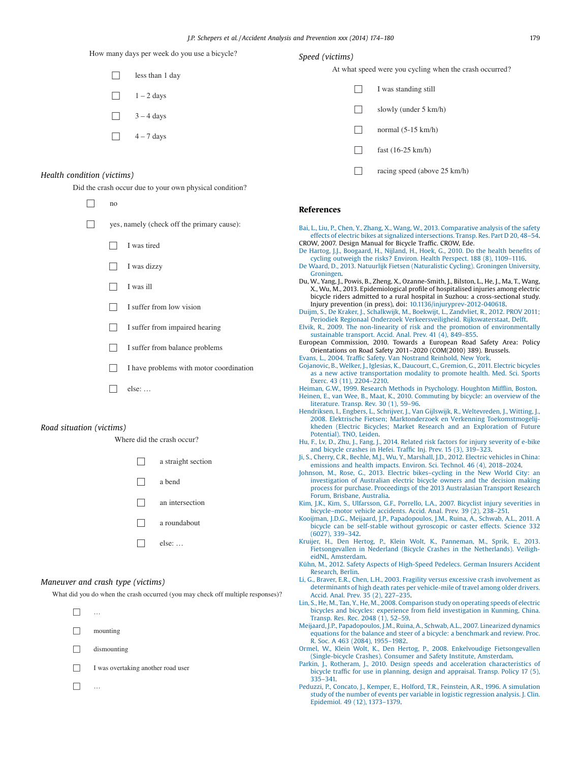How many days per week do you use a bicycle?

- ☐ less than 1 day
- ☐ 1 – 2 days
- ☐ 3 – 4 days
- ☐ 4 – 7 days

*Health condition (victims)*

Did the crash occur due to your own physical condition?

- ☐ no
- ☐ yes, namely (check off the primary cause):
  - ☐ I was tired
  - ☐ I was dizzy
  - ☐ I was ill
  - ☐ I suffer from low vision
  - ☐ I suffer from impaired hearing
  - ☐ I suffer from balance problems
  - ☐ I have problems with motor coordination
  - ☐ else: …

*Road situation (victims)*

Where did the crash occur?

- ☐ a straight section
- ☐ a bend
- ☐ an intersection
- ☐ a roundabout
- ☐ else: …

*Maneuver and crash type (victims)*

What did you do when the crash occurred (you may check off multiple responses)?

- ☐ …
- ☐ mounting
- ☐ dismounting
- ☐ I was overtaking another road user
- ☐ …

*Speed (victims)*

At what speed were you cycling when the crash occurred?

- ☐ I was standing still
- ☐ slowly (under 5 km/h)
- ☐ normal (5-15 km/h)
- ☐ fast (16-25 km/h)
- ☐ racing speed (above 25 km/h)

## References

Bai, L., Liu, P., Chen, Y., Zhang, X., Wang, W., 2013. Comparative analysis of the safety effects of electric bikes at signalized intersections. Transp. Res. Part D 20, 48–54.

CROW, 2007. Design Manual for Bicycle Traffic. CROW, Ede.

De Hartog, J.J., Boogaard, H., Nijland, H., Hoek, G., 2010. Do the health benefits of cycling outweigh the risks? Environ. Health Perspect. 188 (8), 1109–1116.

De Waard, D., 2013. Natuurlijk Fietsen (Naturalistic Cycling). Groningen University, Groningen.

Du, W., Yang, J., Powis, B., Zheng, X., Ozanne-Smith, J., Bilston, L., He, J., Ma, T., Wang, X., Wu, M., 2013. Epidemiological profile of hospitalised injuries among electric bicycle riders admitted to a rural hospital in Suzhou: a cross-sectional study. Injury prevention (in press), doi: 10.1136/injuryprev-2012-040618.

Duijm, S., De Kraker, J., Schalkwijk, M., Boekwijt, L., Zandvliet, R., 2012. PROV 2011; Periodiek Regionaal Onderzoek Verkeersveiligheid. Rijkswaterstaat, Delft.

Elvik, R., 2009. The non-linearity of risk and the promotion of environmentally sustainable transport. Accid. Anal. Prev. 41 (4), 849–855.

European Commission, 2010. Towards a European Road Safety Area: Policy Orientations on Road Safety 2011–2020 (COM(2010) 389). Brussels.

Evans, L., 2004. Traffic Safety. Van Nostrand Reinhold, New York.

Gojanovic, B., Welker, J., Iglesias, K., Daucourt, C., Gremion, G., 2011. Electric bicycles as a new active transportation modality to promote health. Med. Sci. Sports Exerc. 43 (11), 2204–2210.

Heiman, G.W., 1999. Research Methods in Psychology. Houghton Mifflin, Boston.

Heinen, E., van Wee, B., Maat, K., 2010. Commuting by bicycle: an overview of the literature. Transp. Rev. 30 (1), 59–96.

Hendriksen, I., Engbers, L., Schrijver, J., Van Gijlswijk, R., Weltevreden, J., Witting, J., 2008. Elektrische Fietsen; Marktonderzoek en Verkenning Toekomstmogelijkheden (Electric Bicycles; Market Research and an Exploration of Future Potential). TNO, Leiden.

Hu, F., Lv, D., Zhu, J., Fang, J., 2014. Related risk factors for injury severity of e-bike and bicycle crashes in Hefei. Traffic Inj. Prev. 15 (3), 319–323.

Ji, S., Cherry, C.R., Bechle, M.J., Wu, Y., Marshall, J.D., 2012. Electric vehicles in China: emissions and health impacts. Environ. Sci. Technol. 46 (4), 2018–2024.

Johnson, M., Rose, G., 2013. Electric bikes–cycling in the New World City: an investigation of Australian electric bicycle owners and the decision making process for purchase. Proceedings of the 2013 Australasian Transport Research Forum, Brisbane, Australia.

Kim, J.K., Kim, S., Ulfarsson, G.F., Porrello, L.A., 2007. Bicyclist injury severities in bicycle–motor vehicle accidents. Accid. Anal. Prev. 39 (2), 238–251.

Kooijman, J.D.G., Meijaard, J.P., Papadopoulos, J.M., Ruina, A., Schwab, A.L., 2011. A bicycle can be self-stable without gyroscopic or caster effects. Science 332 (6027), 339–342.

Kruijer, H., Den Hertog, P., Klein Wolt, K., Panneman, M., Sprik, E., 2013. Fietsongevallen in Nederland (Bicycle Crashes in the Netherlands). VeiligheidNL, Amsterdam.

Kühn, M., 2012. Safety Aspects of High-Speed Pedelecs. German Insurers Accident Research, Berlin.

Li, G., Braver, E.R., Chen, L.H., 2003. Fragility versus excessive crash involvement as determinants of high death rates per vehicle-mile of travel among older drivers. Accid. Anal. Prev. 35 (2), 227–235.

Lin, S., He, M., Tan, Y., He, M., 2008. Comparison study on operating speeds of electric bicycles and bicycles: experience from field investigation in Kunming, China. Transp. Res. Rec. 2048 (1), 52–59.

Meijaard, J.P., Papadopoulos, J.M., Ruina, A., Schwab, A.L., 2007. Linearized dynamics equations for the balance and steer of a bicycle: a benchmark and review. Proc. R. Soc. A 463 (2084), 1955–1982.

Ormel, W., Klein Wolt, K., Den Hertog, P., 2008. Enkelvoudige Fietsongevallen (Single-bicycle Crashes). Consumer and Safety Institute, Amsterdam.

Parkin, J., Rotheram, J., 2010. Design speeds and acceleration characteristics of bicycle traffic for use in planning, design and appraisal. Transp. Policy 17 (5), 335–341.

Peduzzi, P., Concato, J., Kemper, E., Holford, T.R., Feinstein, A.R., 1996. A simulation study of the number of events per variable in logistic regression analysis. J. Clin. Epidemiol. 49 (12), 1373–1379.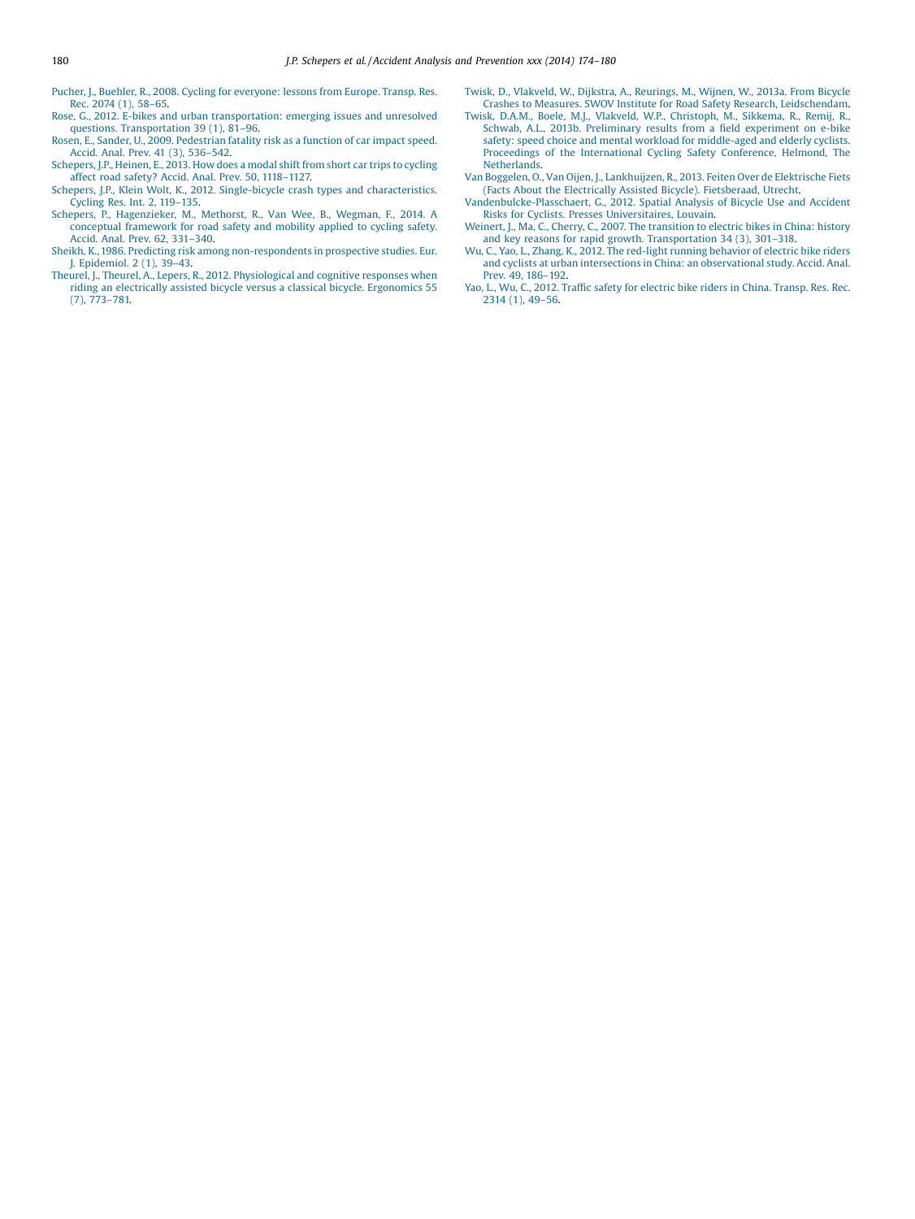Pucher, J., Buehler, R., 2008. Cycling for everyone: lessons from Europe. Transp. Res. Rec. 2074 (1), 58–65.

Rose, G., 2012. E-bikes and urban transportation: emerging issues and unresolved questions. Transportation 39 (1), 81–96.

Rosen, E., Sander, U., 2009. Pedestrian fatality risk as a function of car impact speed. Accid. Anal. Prev. 41 (3), 536–542.

Schepers, J.P., Heinen, E., 2013. How does a modal shift from short car trips to cycling affect road safety? Accid. Anal. Prev. 50, 1118–1127.

Schepers, J.P., Klein Wolt, K., 2012. Single-bicycle crash types and characteristics. Cycling Res. Int. 2, 119–135.

Schepers, P., Hagenzieker, M., Methorst, R., Van Wee, B., Wegman, F., 2014. A conceptual framework for road safety and mobility applied to cycling safety. Accid. Anal. Prev. 62, 331–340.

Sheikh, K., 1986. Predicting risk among non-respondents in prospective studies. Eur. J. Epidemiol. 2 (1), 39–43.

Theurel, J., Theurel, A., Lepers, R., 2012. Physiological and cognitive responses when riding an electrically assisted bicycle versus a classical bicycle. Ergonomics 55 (7), 773–781.

Twisk, D., Vlakveld, W., Dijkstra, A., Reurings, M., Wijnen, W., 2013a. From Bicycle Crashes to Measures. SWOV Institute for Road Safety Research, Leidschendam.

Twisk, D.A.M., Boele, M.J., Vlakveld, W.P., Christoph, M., Sikkema, R., Remij, R., Schwab, A.L., 2013b. Preliminary results from a field experiment on e-bike safety: speed choice and mental workload for middle-aged and elderly cyclists. Proceedings of the International Cycling Safety Conference, Helmond, The Netherlands.

Van Boggelen, O., Van Oijen, J., Lankhuijzen, R., 2013. Feiten Over de Elektrische Fiets (Facts About the Electrically Assisted Bicycle). Fietsberaad, Utrecht.

Vandenbulcke-Plasschaert, G., 2012. Spatial Analysis of Bicycle Use and Accident Risks for Cyclists. Presses Universitaires, Louvain.

Weinert, J., Ma, C., Cherry, C., 2007. The transition to electric bikes in China: history and key reasons for rapid growth. Transportation 34 (3), 301–318.

Wu, C., Yao, L., Zhang, K., 2012. The red-light running behavior of electric bike riders and cyclists at urban intersections in China: an observational study. Accid. Anal. Prev. 49, 186–192.

Yao, L., Wu, C., 2012. Traffic safety for electric bike riders in China. Transp. Res. Rec. 2314 (1), 49–56.